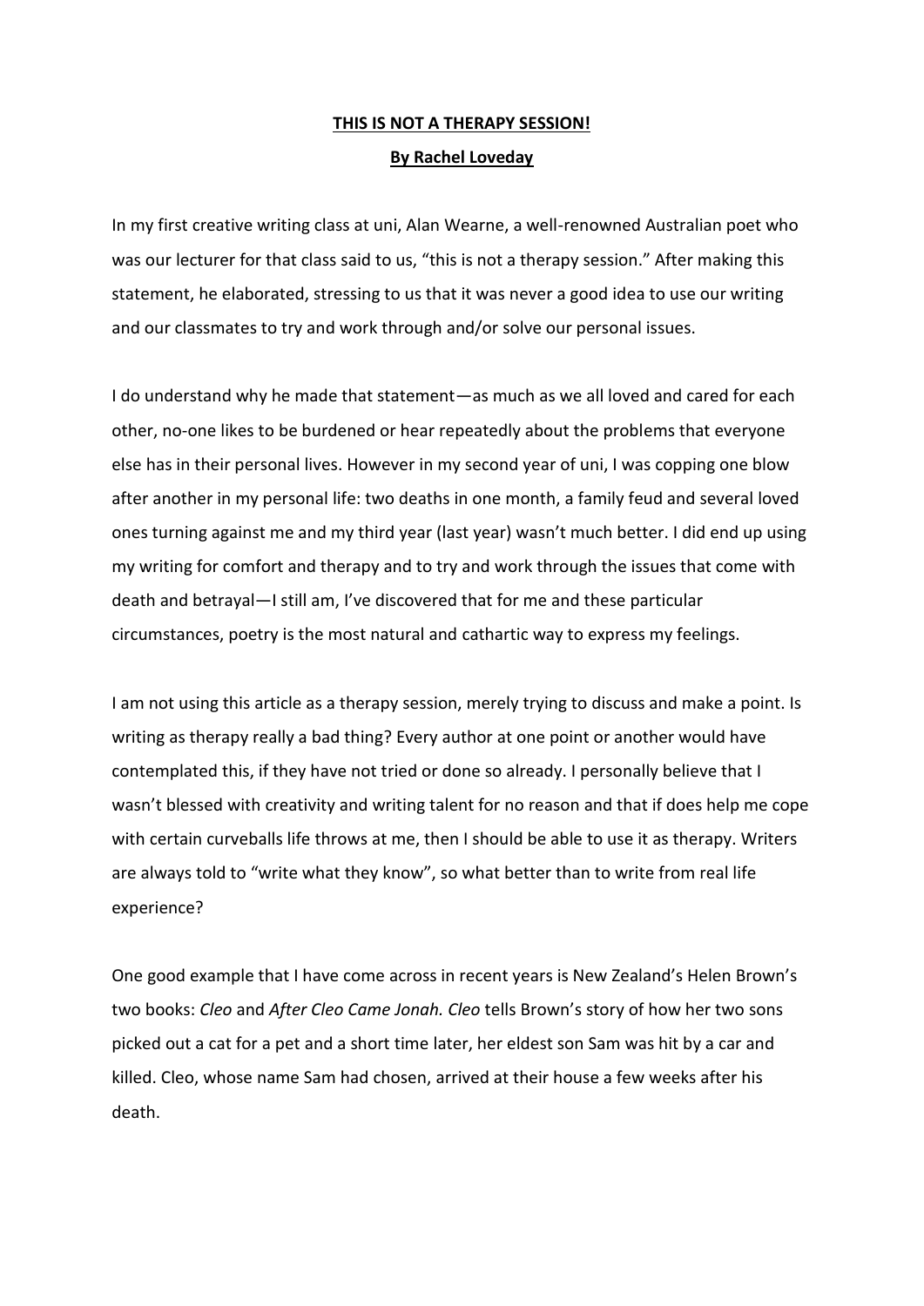# **THIS IS NOT A THERAPY SESSION!**

**By Rachel Loveday**

In my first creative writing class at uni, Alan Wearne, a well-renowned Australian poet who was our lecturer for that class said to us, "this is not a therapy session." After making this statement, he elaborated, stressing to us that it was never a good idea to use our writing and our classmates to try and work through and/or solve our personal issues.

I do understand why he made that statement—as much as we all loved and cared for each other, no-one likes to be burdened or hear repeatedly about the problems that everyone else has in their personal lives. However in my second year of uni, I was copping one blow after another in my personal life: two deaths in one month, a family feud and several loved ones turning against me and my third year (last year) wasn't much better. I did end up using my writing for comfort and therapy and to try and work through the issues that come with death and betrayal—I still am, I've discovered that for me and these particular circumstances, poetry is the most natural and cathartic way to express my feelings.

I am not using this article as a therapy session, merely trying to discuss and make a point. Is writing as therapy really a bad thing? Every author at one point or another would have contemplated this, if they have not tried or done so already. I personally believe that I wasn't blessed with creativity and writing talent for no reason and that if does help me cope with certain curveballs life throws at me, then I should be able to use it as therapy. Writers are always told to "write what they know", so what better than to write from real life experience?

One good example that I have come across in recent years is New Zealand's Helen Brown's two books: *Cleo* and *After Cleo Came Jonah. Cleo* tells Brown's story of how her two sons picked out a cat for a pet and a short time later, her eldest son Sam was hit by a car and killed. Cleo, whose name Sam had chosen, arrived at their house a few weeks after his death.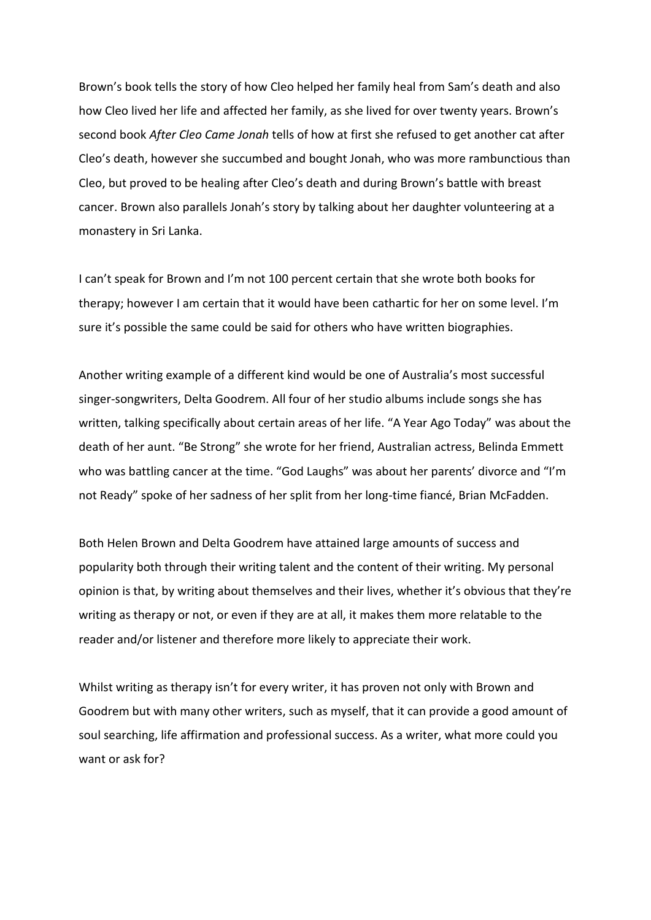Brown's book tells the story of how Cleo helped her family heal from Sam's death and also how Cleo lived her life and affected her family, as she lived for over twenty years. Brown's second book *After Cleo Came Jonah* tells of how at first she refused to get another cat after Cleo's death, however she succumbed and bought Jonah, who was more rambunctious than Cleo, but proved to be healing after Cleo's death and during Brown's battle with breast cancer. Brown also parallels Jonah's story by talking about her daughter volunteering at a monastery in Sri Lanka.

I can't speak for Brown and I'm not 100 percent certain that she wrote both books for therapy; however I am certain that it would have been cathartic for her on some level. I'm sure it's possible the same could be said for others who have written biographies.

Another writing example of a different kind would be one of Australia's most successful singer-songwriters, Delta Goodrem. All four of her studio albums include songs she has written, talking specifically about certain areas of her life. "A Year Ago Today" was about the death of her aunt. "Be Strong" she wrote for her friend, Australian actress, Belinda Emmett who was battling cancer at the time. "God Laughs" was about her parents' divorce and "I'm not Ready" spoke of her sadness of her split from her long-time fiancé, Brian McFadden.

Both Helen Brown and Delta Goodrem have attained large amounts of success and popularity both through their writing talent and the content of their writing. My personal opinion is that, by writing about themselves and their lives, whether it's obvious that they're writing as therapy or not, or even if they are at all, it makes them more relatable to the reader and/or listener and therefore more likely to appreciate their work.

Whilst writing as therapy isn't for every writer, it has proven not only with Brown and Goodrem but with many other writers, such as myself, that it can provide a good amount of soul searching, life affirmation and professional success. As a writer, what more could you want or ask for?